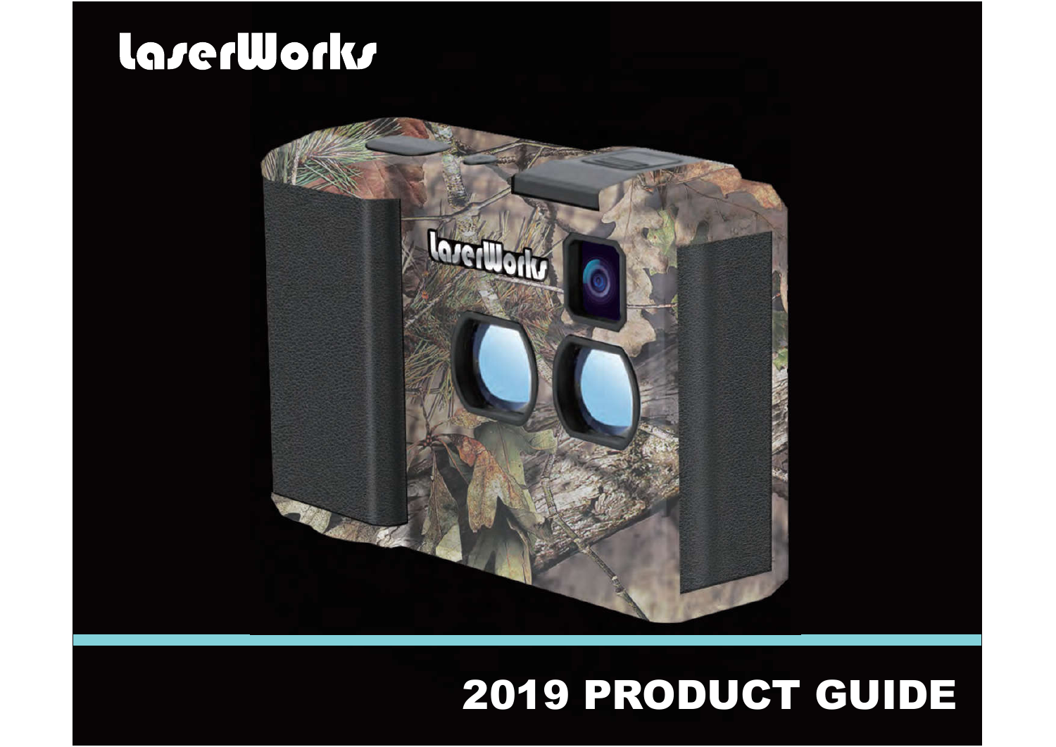# LaserWorks

## 2019 PRODUCT GUIDE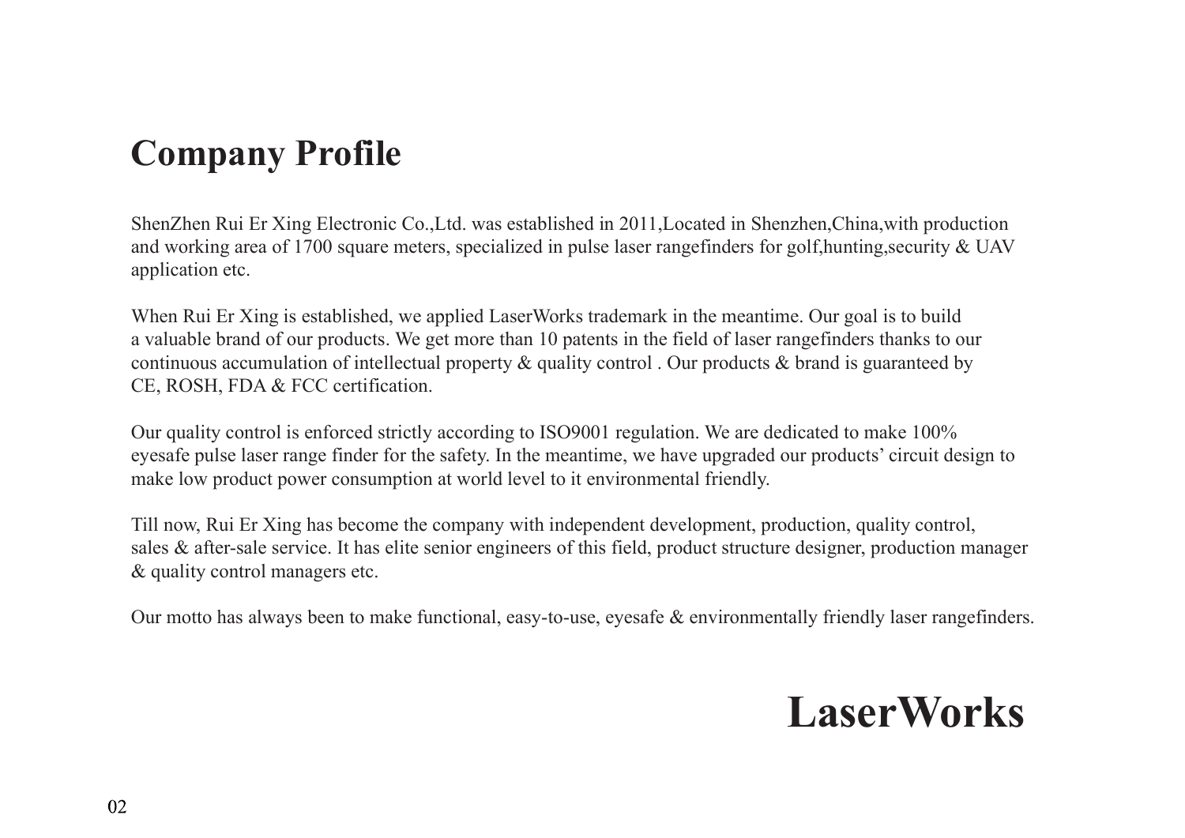# Company Profile

ShenZhen Rui Er Xing Electronic Co.,Ltd. was established in 2011,Located in Shenzhen,China,with production and working area of 1700 square meters, specialized in pulse laser rangefinders for golf,hunting,security & UAV application etc.

When Rui Er Xing is established, we applied LaserWorks trademark in the meantime. Our goal is to build a valuable brand of our products. We get more than 10 patents in the field of laser rangefinders thanks to our continuous accumulation of intellectual property & quality control . Our products & brand is guaranteed by CE, ROSH, FDA & FCC certification.

Our quality control is enforced strictly according to ISO9001 regulation. We are dedicated to make 100% eyesafe pulse laser range finder for the safety. In the meantime, we have upgraded our products' circuit design to make low product power consumption at world level to it environmental friendly.

Till now, Rui Er Xing has become the company with independent development, production, quality control, sales & after-sale service. It has elite senior engineers of this field, product structure designer, production manager & quality control managers etc.

Our motto has always been to make functional, easy-to-use, eyesafe & environmentally friendly laser rangefinders.

**LaserWorks**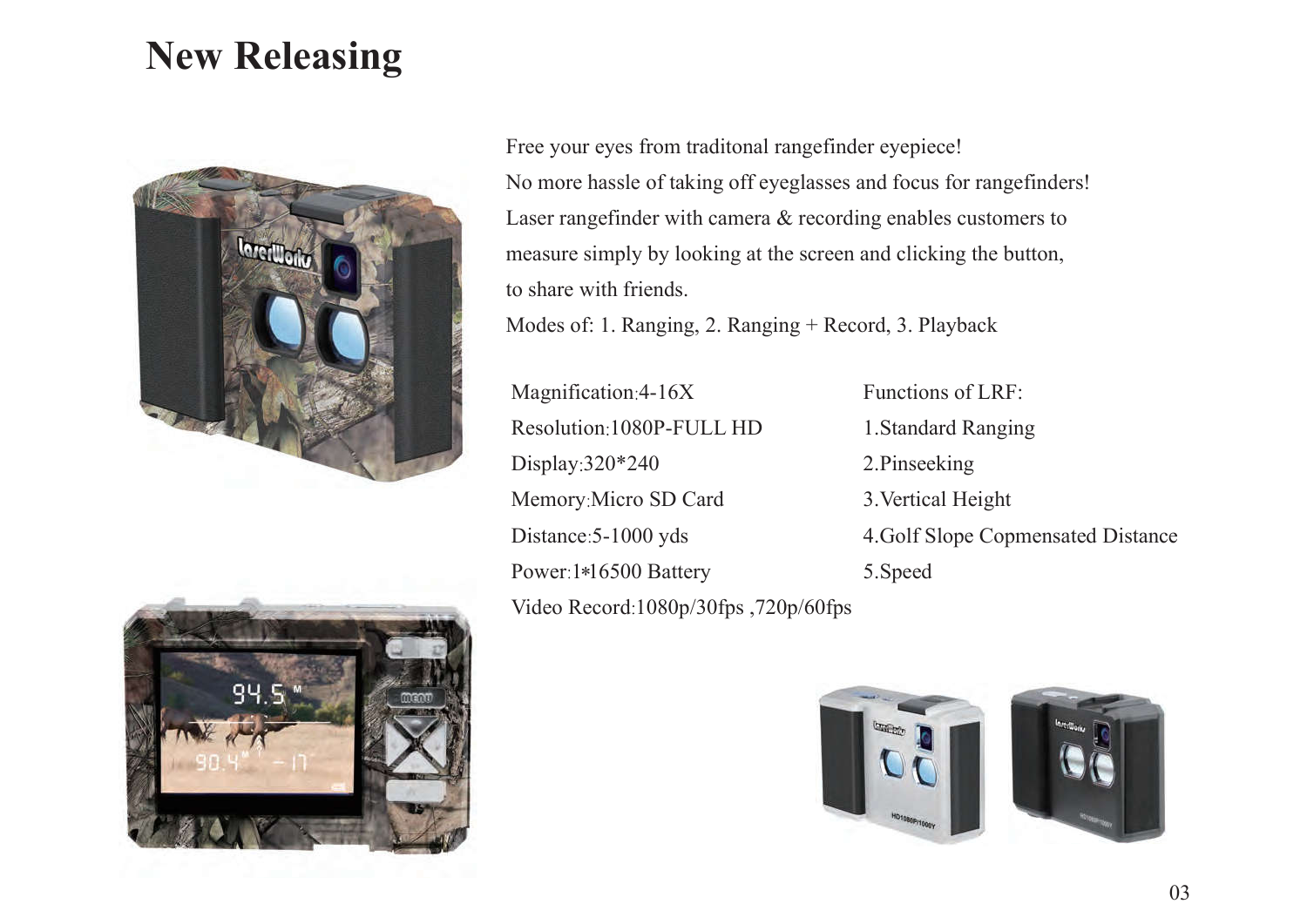# New Releasing

Free your eyes from traditonal rangefinder eyepiece!
No more hassle of taking off eyeglasses and focus for rangefinders!
Laser rangefinder with camera & recording enables customers to measure simply by looking at the screen and clicking the button, to share with friends.
Modes of: 1. Ranging, 2. Ranging + Record, 3. Playback

Magnification:4-16X
Resolution:1080P-FULL HD
Display:320*240
Memory:Micro SD Card
Distance:5-1000 yds
Power:1*16500 Battery
Video Record:1080p/30fps ,720p/60fps

Functions of LRF:
1.Standard Ranging
2.Pinseeking
3.Vertical Height
4.Golf Slope Copmensated Distance
5.Speed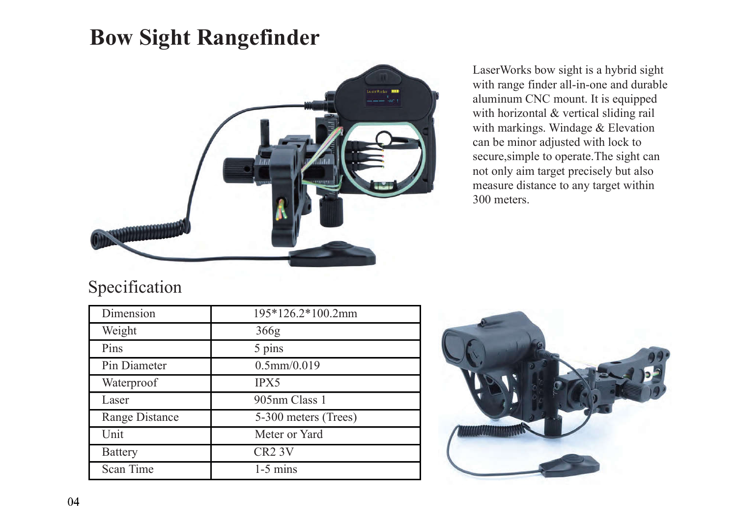# Bow Sight Rangefinder

LaserWorks bow sight is a hybrid sight with range finder all-in-one and durable aluminum CNC mount. It is equipped with horizontal & vertical sliding rail with markings. Windage & Elevation can be minor adjusted with lock to secure,simple to operate.The sight can not only aim target precisely but also measure distance to any target within 300 meters.

## Specification

| Dimension | 195*126.2*100.2mm |
|---|---|
| Weight | 366g |
| Pins | 5 pins |
| Pin Diameter | 0.5mm/0.019 |
| Waterproof | IPX5 |
| Laser | 905nm Class 1 |
| Range Distance | 5-300 meters (Trees) |
| Unit | Meter or Yard |
| Battery | CR2 3V |
| Scan Time | 1-5 mins |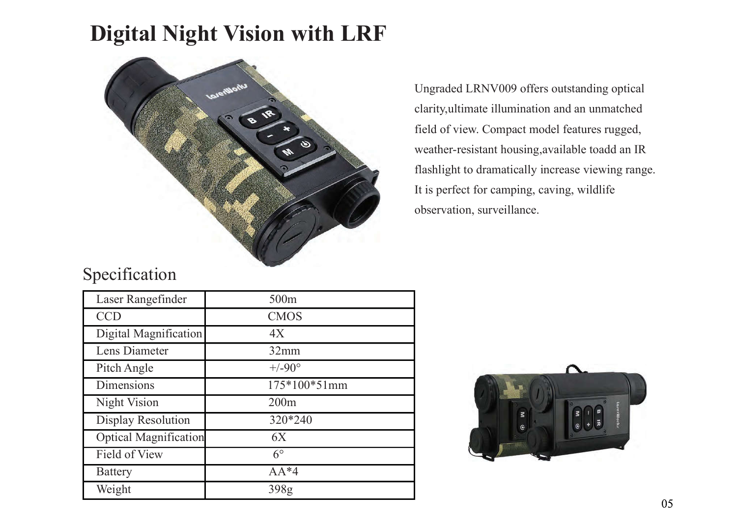# Digital Night Vision with LRF

Ungraded LRNV009 offers outstanding optical clarity,ultimate illumination and an unmatched field of view. Compact model features rugged, weather-resistant housing,available toadd an IR flashlight to dramatically increase viewing range. It is perfect for camping, caving, wildlife observation, surveillance.

## Specification

| | |
|---|---|
| Laser Rangefinder | 500m |
| CCD | CMOS |
| Digital Magnification | 4X |
| Lens Diameter | 32mm |
| Pitch Angle | +/-90° |
| Dimensions | 175*100*51mm |
| Night Vision | 200m |
| Display Resolution | 320*240 |
| Optical Magnification | 6X |
| Field of View | 6° |
| Battery | AA*4 |
| Weight | 398g |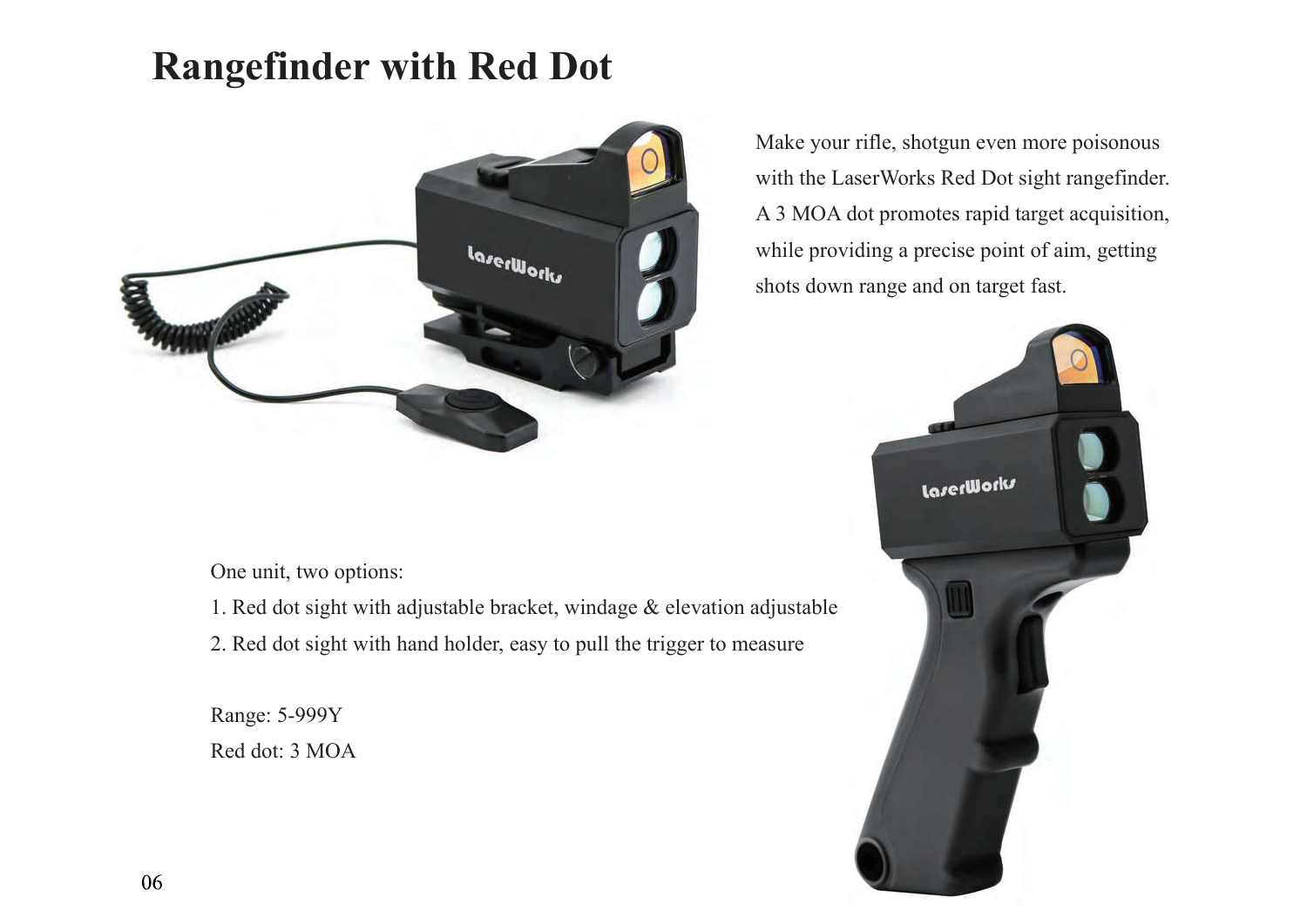# Rangefinder with Red Dot

Make your rifle, shotgun even more poisonous with the LaserWorks Red Dot sight rangefinder. A 3 MOA dot promotes rapid target acquisition, while providing a precise point of aim, getting shots down range and on target fast.

One unit, two options:

1. Red dot sight with adjustable bracket, windage & elevation adjustable
2. Red dot sight with hand holder, easy to pull the trigger to measure

Range: 5-999Y

Red dot: 3 MOA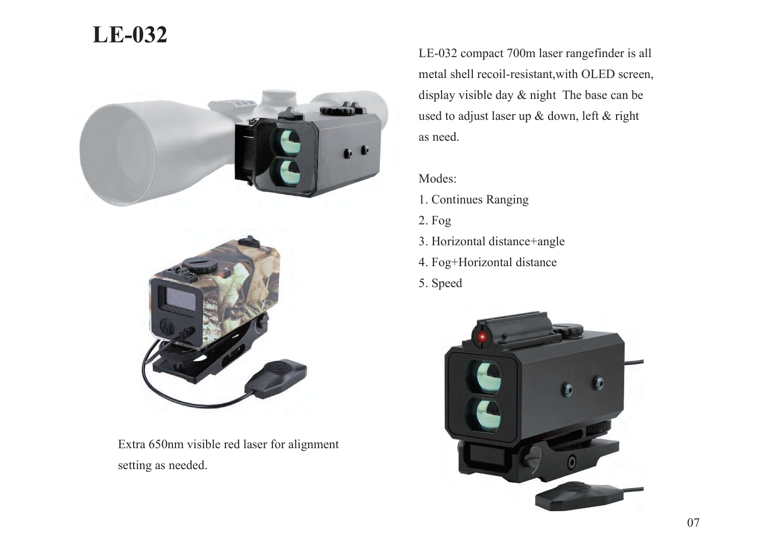# LE-032

LE-032 compact 700m laser rangefinder is all metal shell recoil-resistant,with OLED screen, display visible day & night  The base can be used to adjust laser up & down, left & right as need.

Modes:

1. Continues Ranging
2. Fog
3. Horizontal distance+angle
4. Fog+Horizontal distance
5. Speed

Extra 650nm visible red laser for alignment setting as needed.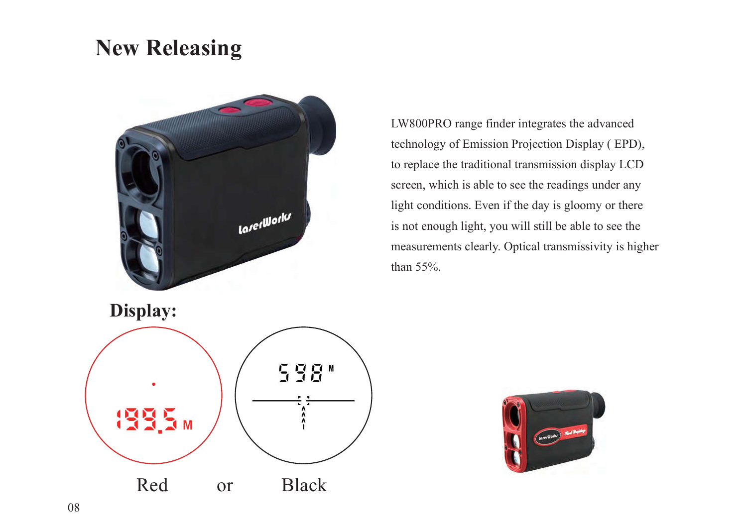# New Releasing

LW800PRO range finder integrates the advanced technology of Emission Projection Display ( EPD), to replace the traditional transmission display LCD screen, which is able to see the readings under any light conditions. Even if the day is gloomy or there is not enough light, you will still be able to see the measurements clearly. Optical transmissivity is higher than 55%.

## Display:

Red or Black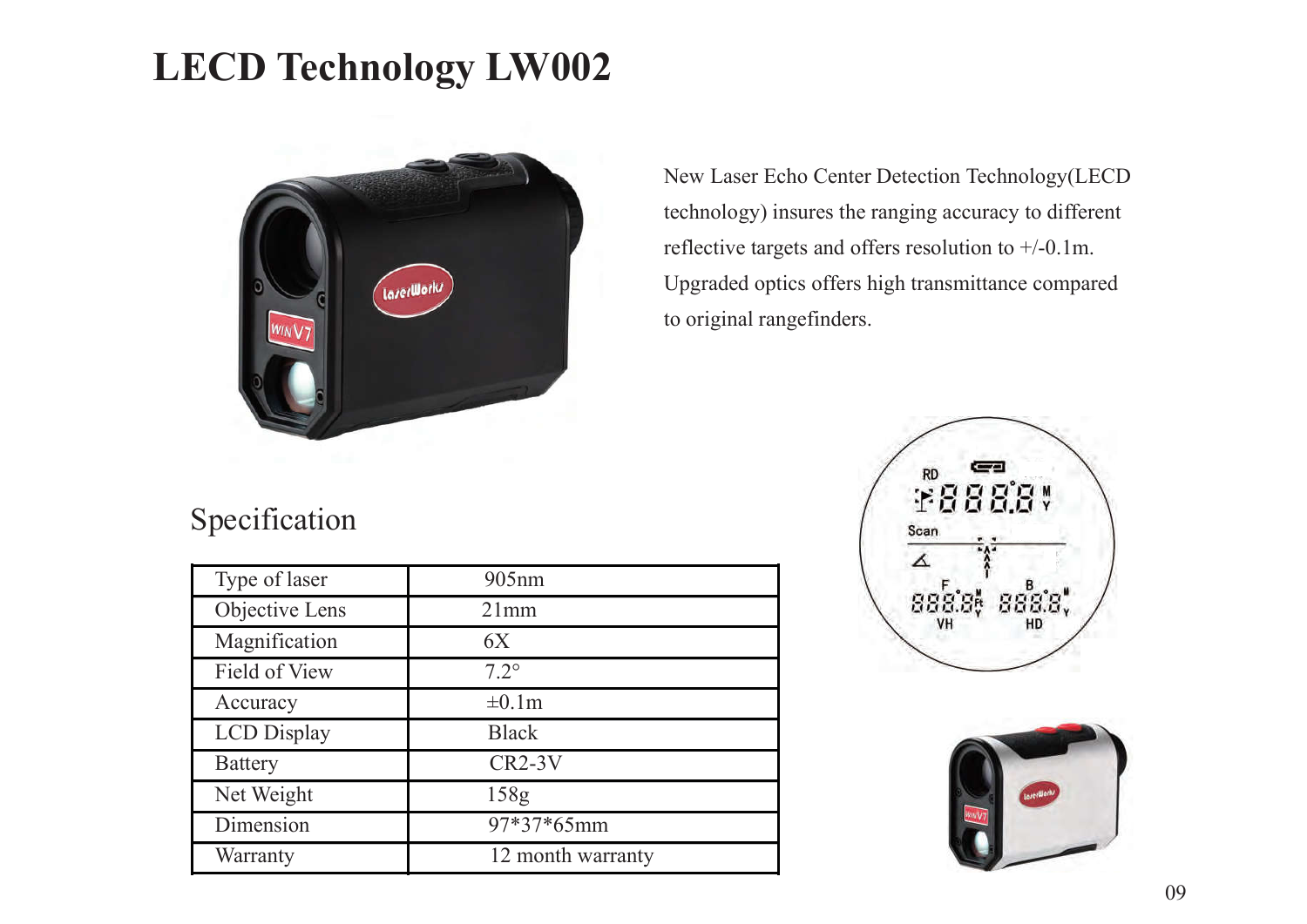# LECD Technology LW002

New Laser Echo Center Detection Technology(LECD technology) insures the ranging accuracy to different reflective targets and offers resolution to +/-0.1m. Upgraded optics offers high transmittance compared to original rangefinders.

## Specification

| Type of laser | 905nm |
|---|---|
| Objective Lens | 21mm |
| Magnification | 6X |
| Field of View | 7.2° |
| Accuracy | ±0.1m |
| LCD Display | Black |
| Battery | CR2-3V |
| Net Weight | 158g |
| Dimension | 97*37*65mm |
| Warranty | 12 month warranty |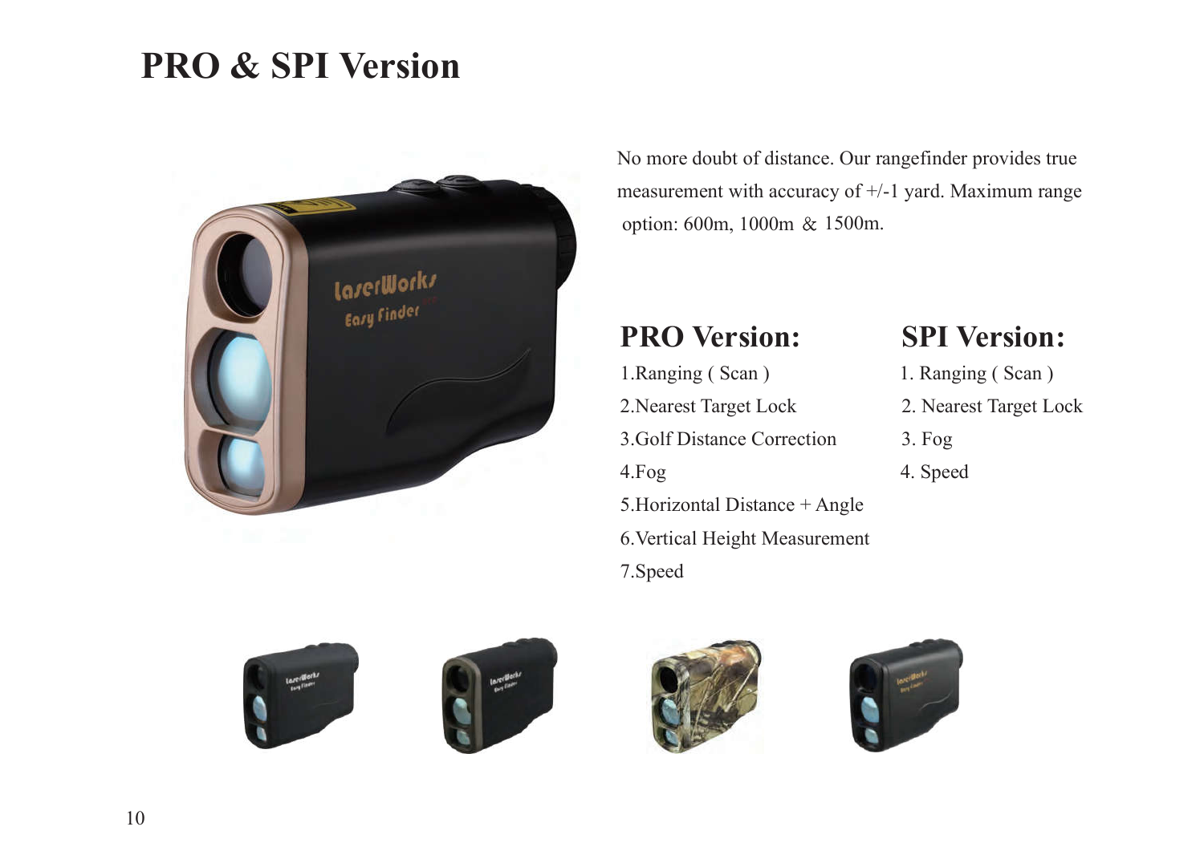# PRO & SPI Version

No more doubt of distance. Our rangefinder provides true measurement with accuracy of +/-1 yard. Maximum range option: 600m, 1000m & 1500m.

## PRO Version:

1.Ranging ( Scan )
2.Nearest Target Lock
3.Golf Distance Correction
4.Fog
5.Horizontal Distance + Angle
6.Vertical Height Measurement
7.Speed

## SPI Version:

1. Ranging ( Scan )
2. Nearest Target Lock
3. Fog
4. Speed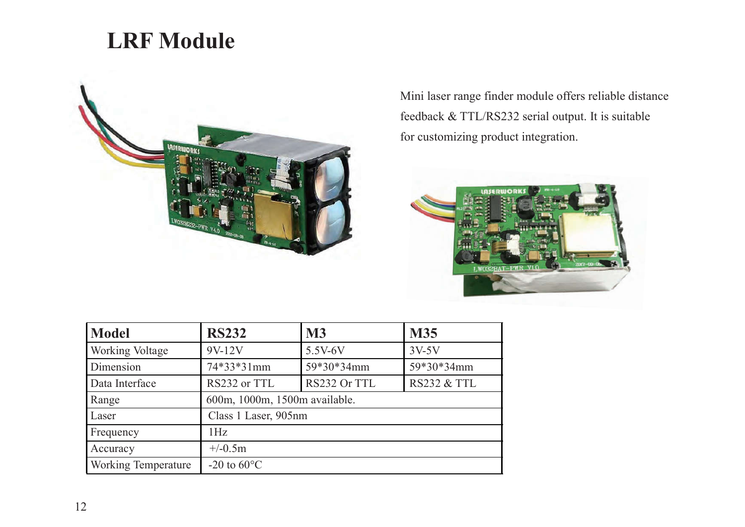# LRF Module

Mini laser range finder module offers reliable distance feedback & TTL/RS232 serial output. It is suitable for customizing product integration.

| Model | RS232 | M3 | M35 |
|---|---|---|---|
| Working Voltage | 9V-12V | 5.5V-6V | 3V-5V |
| Dimension | 74*33*31mm | 59*30*34mm | 59*30*34mm |
| Data Interface | RS232 or TTL | RS232 Or TTL | RS232 & TTL |
| Range | 600m, 1000m, 1500m available. | | |
| Laser | Class 1 Laser, 905nm | | |
| Frequency | 1Hz | | |
| Accuracy | +/-0.5m | | |
| Working Temperature | -20 to 60°C | | |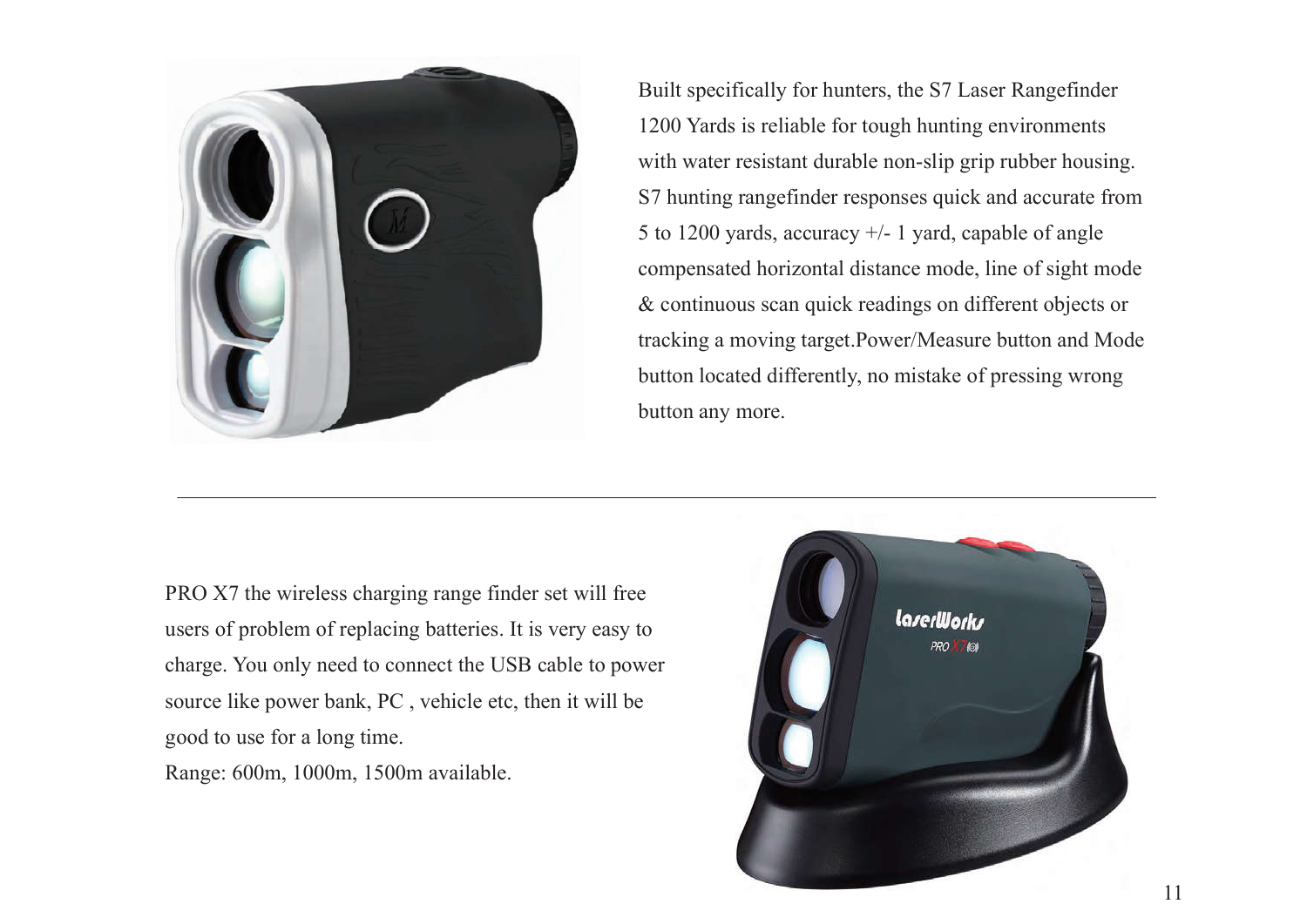Built specifically for hunters, the S7 Laser Rangefinder 1200 Yards is reliable for tough hunting environments with water resistant durable non-slip grip rubber housing. S7 hunting rangefinder responses quick and accurate from 5 to 1200 yards, accuracy +/- 1 yard, capable of angle compensated horizontal distance mode, line of sight mode & continuous scan quick readings on different objects or tracking a moving target.Power/Measure button and Mode button located differently, no mistake of pressing wrong button any more.

---

PRO X7 the wireless charging range finder set will free users of problem of replacing batteries. It is very easy to charge. You only need to connect the USB cable to power source like power bank, PC , vehicle etc, then it will be good to use for a long time.

Range: 600m, 1000m, 1500m available.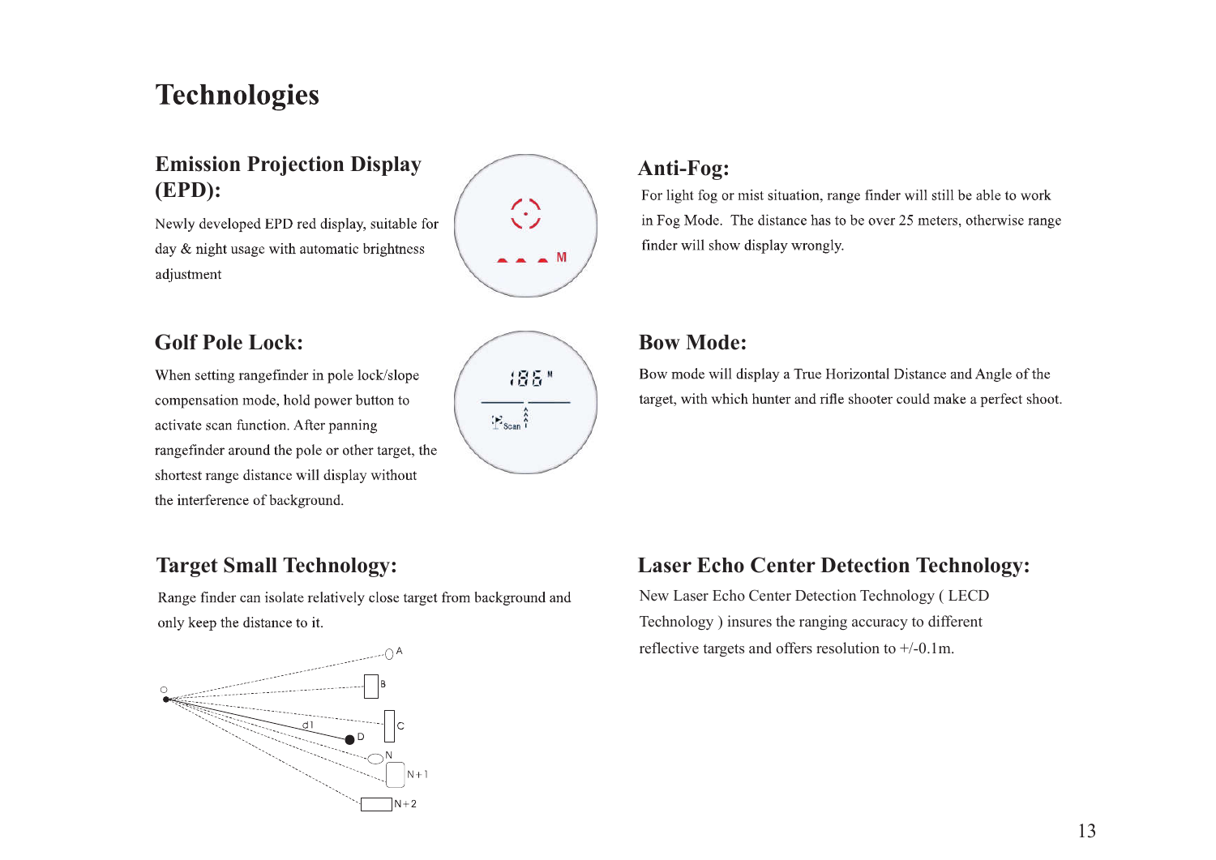# Technologies

## Emission Projection Display (EPD):

Newly developed EPD red display, suitable for day & night usage with automatic brightness adjustment

## Golf Pole Lock:

When setting rangefinder in pole lock/slope compensation mode, hold power button to activate scan function. After panning rangefinder around the pole or other target, the shortest range distance will display without the interference of background.

## Target Small Technology:

Range finder can isolate relatively close target from background and only keep the distance to it.

## Anti-Fog:

For light fog or mist situation, range finder will still be able to work in Fog Mode. The distance has to be over 25 meters, otherwise range finder will show display wrongly.

## Bow Mode:

Bow mode will display a True Horizontal Distance and Angle of the target, with which hunter and rifle shooter could make a perfect shoot.

## Laser Echo Center Detection Technology:

New Laser Echo Center Detection Technology ( LECD Technology ) insures the ranging accuracy to different reflective targets and offers resolution to +/-0.1m.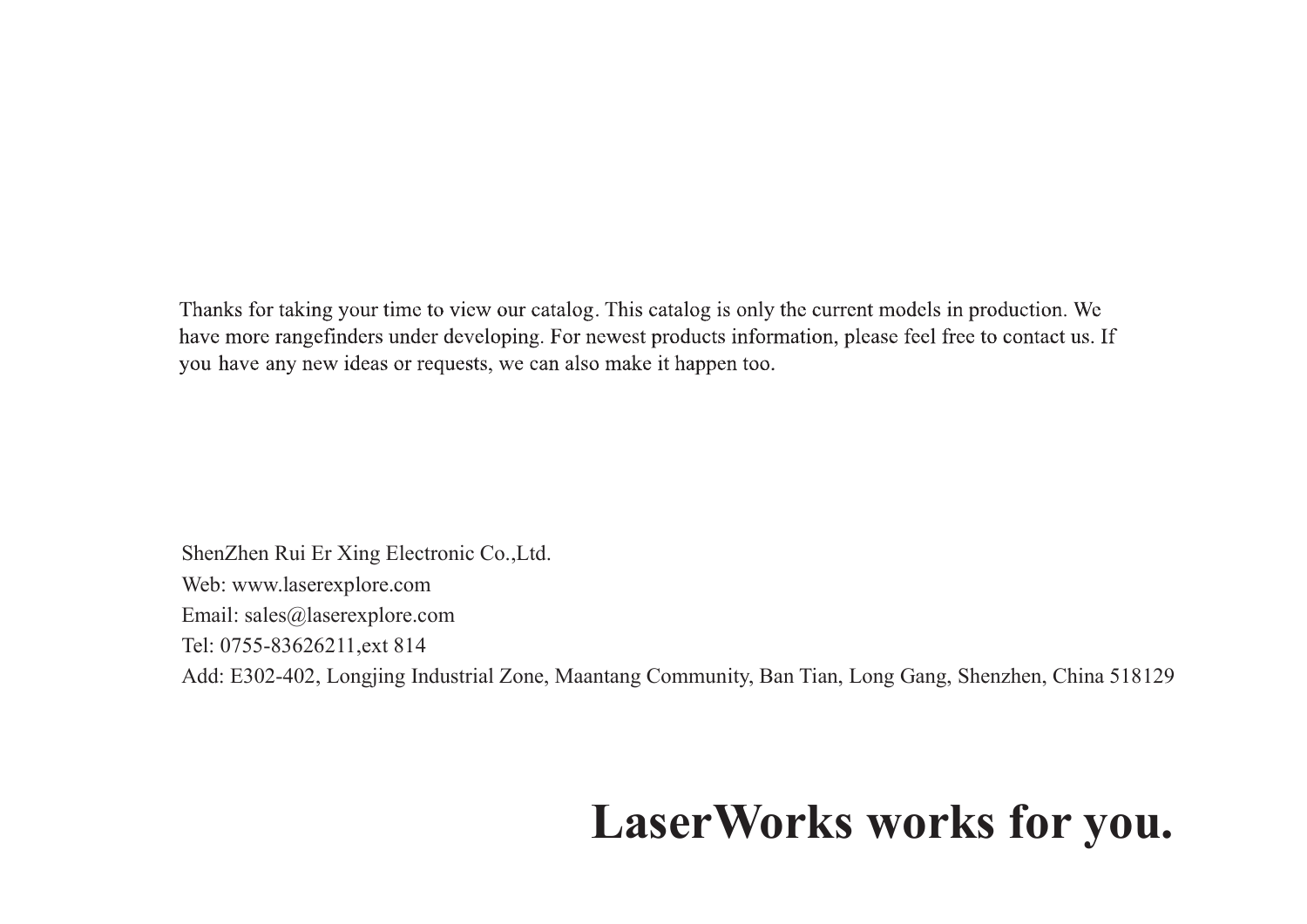Thanks for taking your time to view our catalog. This catalog is only the current models in production. We have more rangefinders under developing. For newest products information, please feel free to contact us. If you have any new ideas or requests, we can also make it happen too.

ShenZhen Rui Er Xing Electronic Co.,Ltd.
Web: www.laserexplore.com
Email: sales@laserexplore.com
Tel: 0755-83626211,ext 814
Add: E302-402, Longjing Industrial Zone, Maantang Community, Ban Tian, Long Gang, Shenzhen, China 518129

**LaserWorks works for you.**